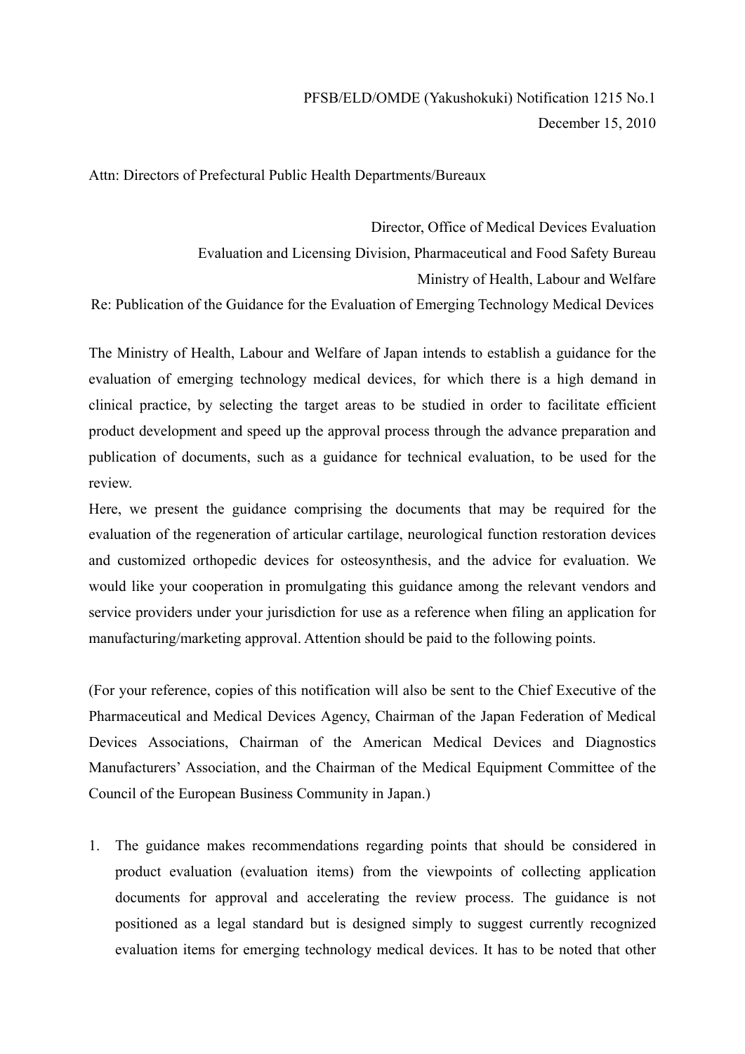PFSB/ELD/OMDE (Yakushokuki) Notification 1215 No.1
December 15, 2010

Attn: Directors of Prefectural Public Health Departments/Bureaux

Director, Office of Medical Devices Evaluation
Evaluation and Licensing Division, Pharmaceutical and Food Safety Bureau
Ministry of Health, Labour and Welfare

Re: Publication of the Guidance for the Evaluation of Emerging Technology Medical Devices

The Ministry of Health, Labour and Welfare of Japan intends to establish a guidance for the evaluation of emerging technology medical devices, for which there is a high demand in clinical practice, by selecting the target areas to be studied in order to facilitate efficient product development and speed up the approval process through the advance preparation and publication of documents, such as a guidance for technical evaluation, to be used for the review.

Here, we present the guidance comprising the documents that may be required for the evaluation of the regeneration of articular cartilage, neurological function restoration devices and customized orthopedic devices for osteosynthesis, and the advice for evaluation. We would like your cooperation in promulgating this guidance among the relevant vendors and service providers under your jurisdiction for use as a reference when filing an application for manufacturing/marketing approval. Attention should be paid to the following points.

(For your reference, copies of this notification will also be sent to the Chief Executive of the Pharmaceutical and Medical Devices Agency, Chairman of the Japan Federation of Medical Devices Associations, Chairman of the American Medical Devices and Diagnostics Manufacturers' Association, and the Chairman of the Medical Equipment Committee of the Council of the European Business Community in Japan.)

1. The guidance makes recommendations regarding points that should be considered in product evaluation (evaluation items) from the viewpoints of collecting application documents for approval and accelerating the review process. The guidance is not positioned as a legal standard but is designed simply to suggest currently recognized evaluation items for emerging technology medical devices. It has to be noted that other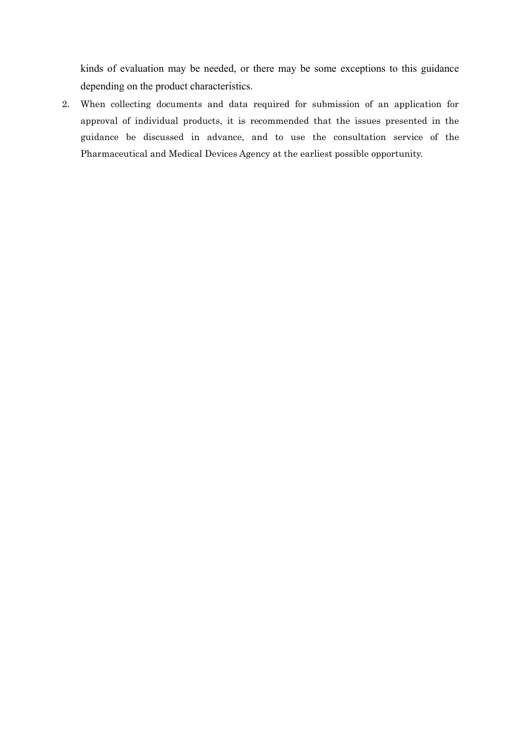kinds of evaluation may be needed, or there may be some exceptions to this guidance depending on the product characteristics.

2. When collecting documents and data required for submission of an application for approval of individual products, it is recommended that the issues presented in the guidance be discussed in advance, and to use the consultation service of the Pharmaceutical and Medical Devices Agency at the earliest possible opportunity.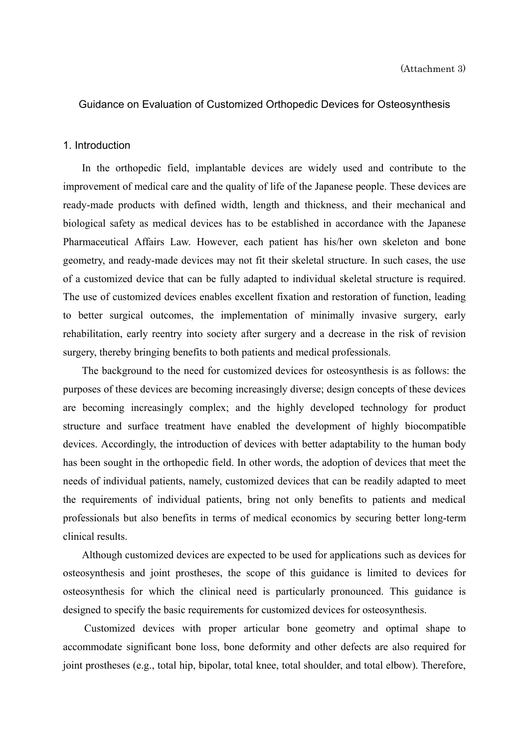(Attachment 3)

# Guidance on Evaluation of Customized Orthopedic Devices for Osteosynthesis

## 1. Introduction

In the orthopedic field, implantable devices are widely used and contribute to the improvement of medical care and the quality of life of the Japanese people. These devices are ready-made products with defined width, length and thickness, and their mechanical and biological safety as medical devices has to be established in accordance with the Japanese Pharmaceutical Affairs Law. However, each patient has his/her own skeleton and bone geometry, and ready-made devices may not fit their skeletal structure. In such cases, the use of a customized device that can be fully adapted to individual skeletal structure is required. The use of customized devices enables excellent fixation and restoration of function, leading to better surgical outcomes, the implementation of minimally invasive surgery, early rehabilitation, early reentry into society after surgery and a decrease in the risk of revision surgery, thereby bringing benefits to both patients and medical professionals.

The background to the need for customized devices for osteosynthesis is as follows: the purposes of these devices are becoming increasingly diverse; design concepts of these devices are becoming increasingly complex; and the highly developed technology for product structure and surface treatment have enabled the development of highly biocompatible devices. Accordingly, the introduction of devices with better adaptability to the human body has been sought in the orthopedic field. In other words, the adoption of devices that meet the needs of individual patients, namely, customized devices that can be readily adapted to meet the requirements of individual patients, bring not only benefits to patients and medical professionals but also benefits in terms of medical economics by securing better long-term clinical results.

Although customized devices are expected to be used for applications such as devices for osteosynthesis and joint prostheses, the scope of this guidance is limited to devices for osteosynthesis for which the clinical need is particularly pronounced. This guidance is designed to specify the basic requirements for customized devices for osteosynthesis.

Customized devices with proper articular bone geometry and optimal shape to accommodate significant bone loss, bone deformity and other defects are also required for joint prostheses (e.g., total hip, bipolar, total knee, total shoulder, and total elbow). Therefore,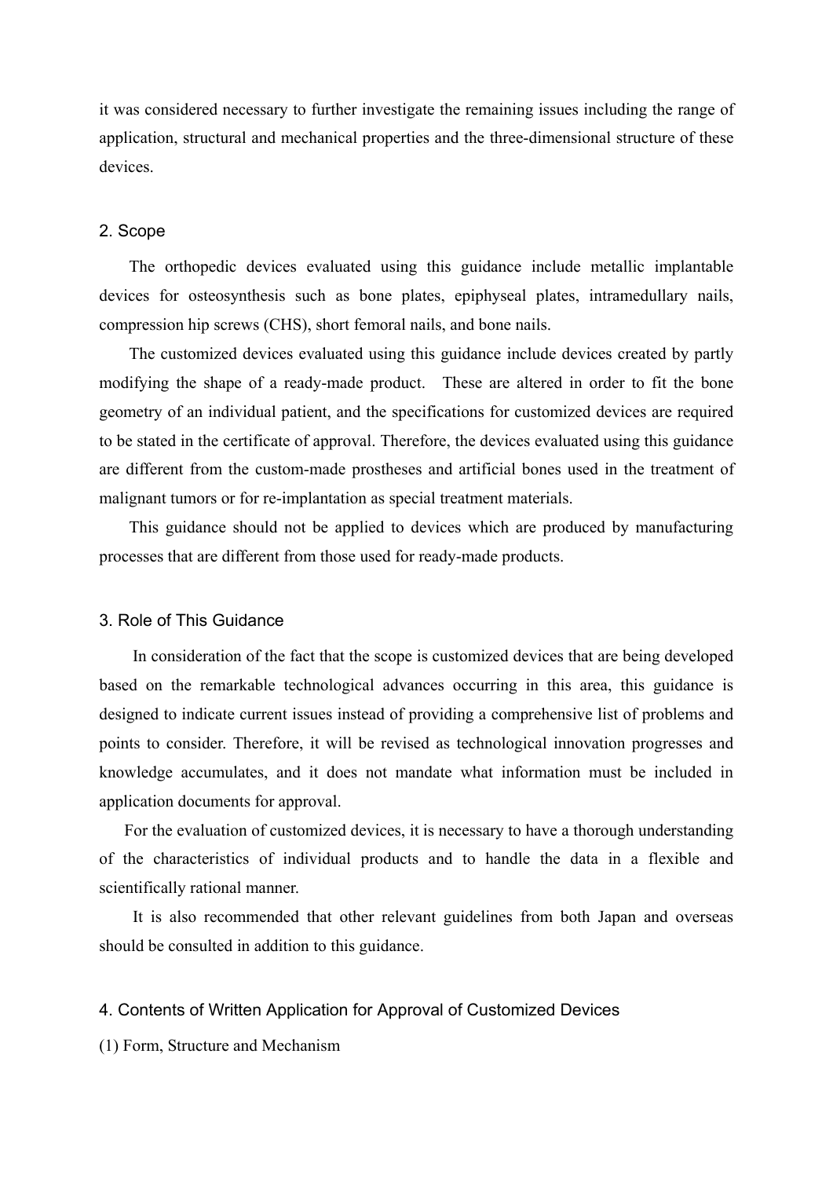it was considered necessary to further investigate the remaining issues including the range of application, structural and mechanical properties and the three-dimensional structure of these devices.

## 2. Scope

The orthopedic devices evaluated using this guidance include metallic implantable devices for osteosynthesis such as bone plates, epiphyseal plates, intramedullary nails, compression hip screws (CHS), short femoral nails, and bone nails.

The customized devices evaluated using this guidance include devices created by partly modifying the shape of a ready-made product. These are altered in order to fit the bone geometry of an individual patient, and the specifications for customized devices are required to be stated in the certificate of approval. Therefore, the devices evaluated using this guidance are different from the custom-made prostheses and artificial bones used in the treatment of malignant tumors or for re-implantation as special treatment materials.

This guidance should not be applied to devices which are produced by manufacturing processes that are different from those used for ready-made products.

## 3. Role of This Guidance

In consideration of the fact that the scope is customized devices that are being developed based on the remarkable technological advances occurring in this area, this guidance is designed to indicate current issues instead of providing a comprehensive list of problems and points to consider. Therefore, it will be revised as technological innovation progresses and knowledge accumulates, and it does not mandate what information must be included in application documents for approval.

For the evaluation of customized devices, it is necessary to have a thorough understanding of the characteristics of individual products and to handle the data in a flexible and scientifically rational manner.

It is also recommended that other relevant guidelines from both Japan and overseas should be consulted in addition to this guidance.

## 4. Contents of Written Application for Approval of Customized Devices

### (1) Form, Structure and Mechanism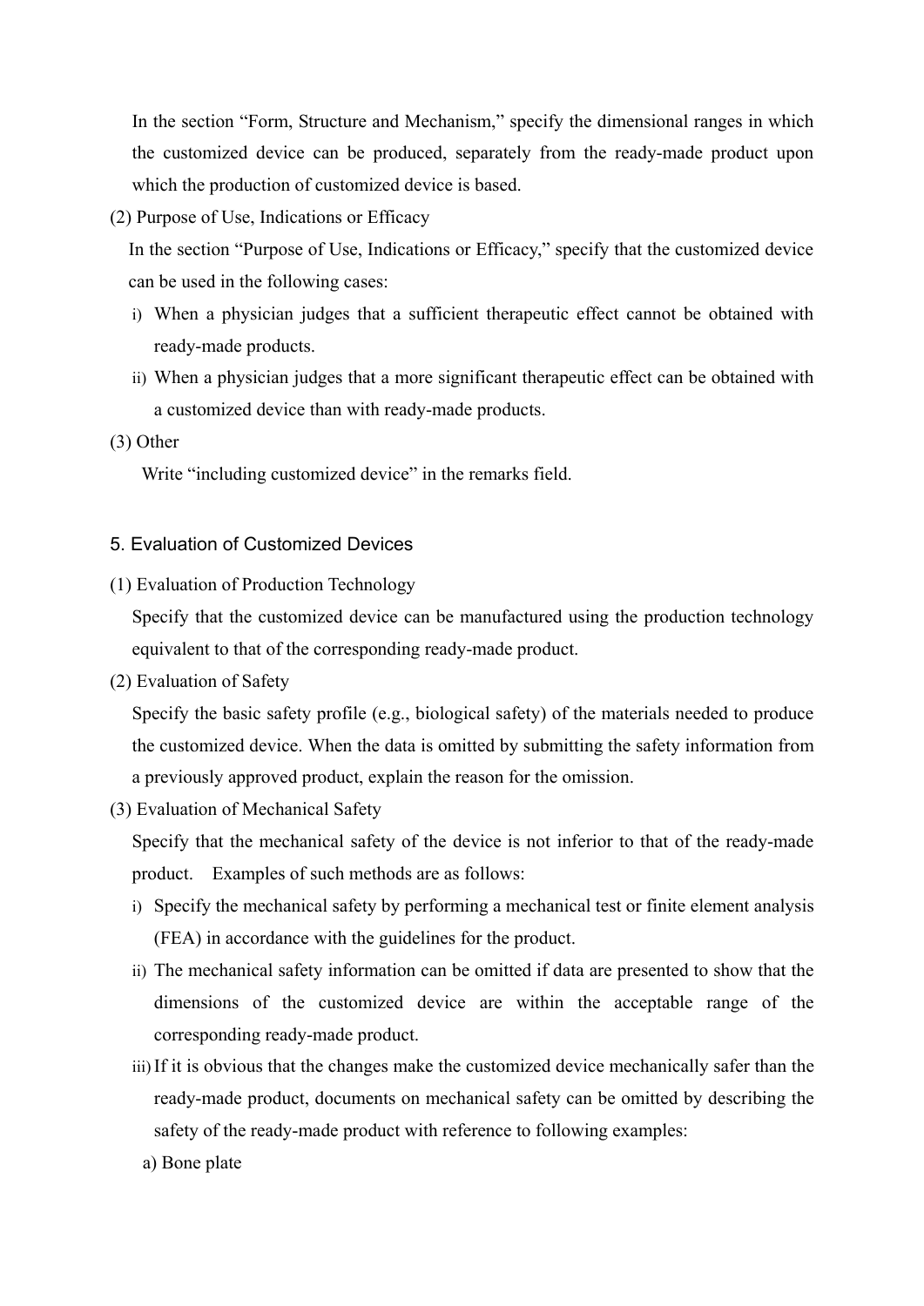In the section "Form, Structure and Mechanism," specify the dimensional ranges in which the customized device can be produced, separately from the ready-made product upon which the production of customized device is based.

(2) Purpose of Use, Indications or Efficacy

In the section "Purpose of Use, Indications or Efficacy," specify that the customized device can be used in the following cases:

i) When a physician judges that a sufficient therapeutic effect cannot be obtained with ready-made products.

ii) When a physician judges that a more significant therapeutic effect can be obtained with a customized device than with ready-made products.

(3) Other

Write "including customized device" in the remarks field.

## 5. Evaluation of Customized Devices

(1) Evaluation of Production Technology

Specify that the customized device can be manufactured using the production technology equivalent to that of the corresponding ready-made product.

(2) Evaluation of Safety

Specify the basic safety profile (e.g., biological safety) of the materials needed to produce the customized device. When the data is omitted by submitting the safety information from a previously approved product, explain the reason for the omission.

(3) Evaluation of Mechanical Safety

Specify that the mechanical safety of the device is not inferior to that of the ready-made product. Examples of such methods are as follows:

i) Specify the mechanical safety by performing a mechanical test or finite element analysis (FEA) in accordance with the guidelines for the product.

ii) The mechanical safety information can be omitted if data are presented to show that the dimensions of the customized device are within the acceptable range of the corresponding ready-made product.

iii) If it is obvious that the changes make the customized device mechanically safer than the ready-made product, documents on mechanical safety can be omitted by describing the safety of the ready-made product with reference to following examples:

a) Bone plate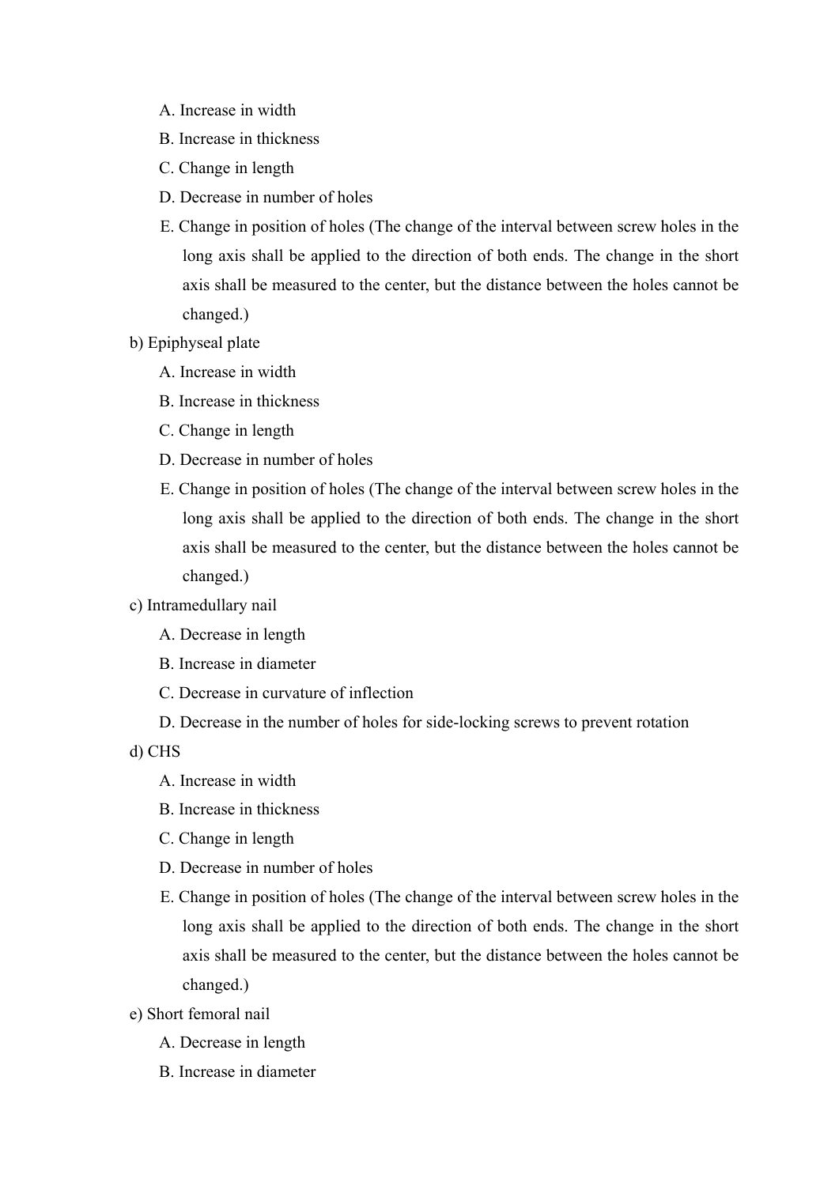A. Increase in width
B. Increase in thickness
C. Change in length
D. Decrease in number of holes
E. Change in position of holes (The change of the interval between screw holes in the long axis shall be applied to the direction of both ends. The change in the short axis shall be measured to the center, but the distance between the holes cannot be changed.)

b) Epiphyseal plate
   A. Increase in width
   B. Increase in thickness
   C. Change in length
   D. Decrease in number of holes
   E. Change in position of holes (The change of the interval between screw holes in the long axis shall be applied to the direction of both ends. The change in the short axis shall be measured to the center, but the distance between the holes cannot be changed.)

c) Intramedullary nail
   A. Decrease in length
   B. Increase in diameter
   C. Decrease in curvature of inflection
   D. Decrease in the number of holes for side-locking screws to prevent rotation

d) CHS
   A. Increase in width
   B. Increase in thickness
   C. Change in length
   D. Decrease in number of holes
   E. Change in position of holes (The change of the interval between screw holes in the long axis shall be applied to the direction of both ends. The change in the short axis shall be measured to the center, but the distance between the holes cannot be changed.)

e) Short femoral nail
   A. Decrease in length
   B. Increase in diameter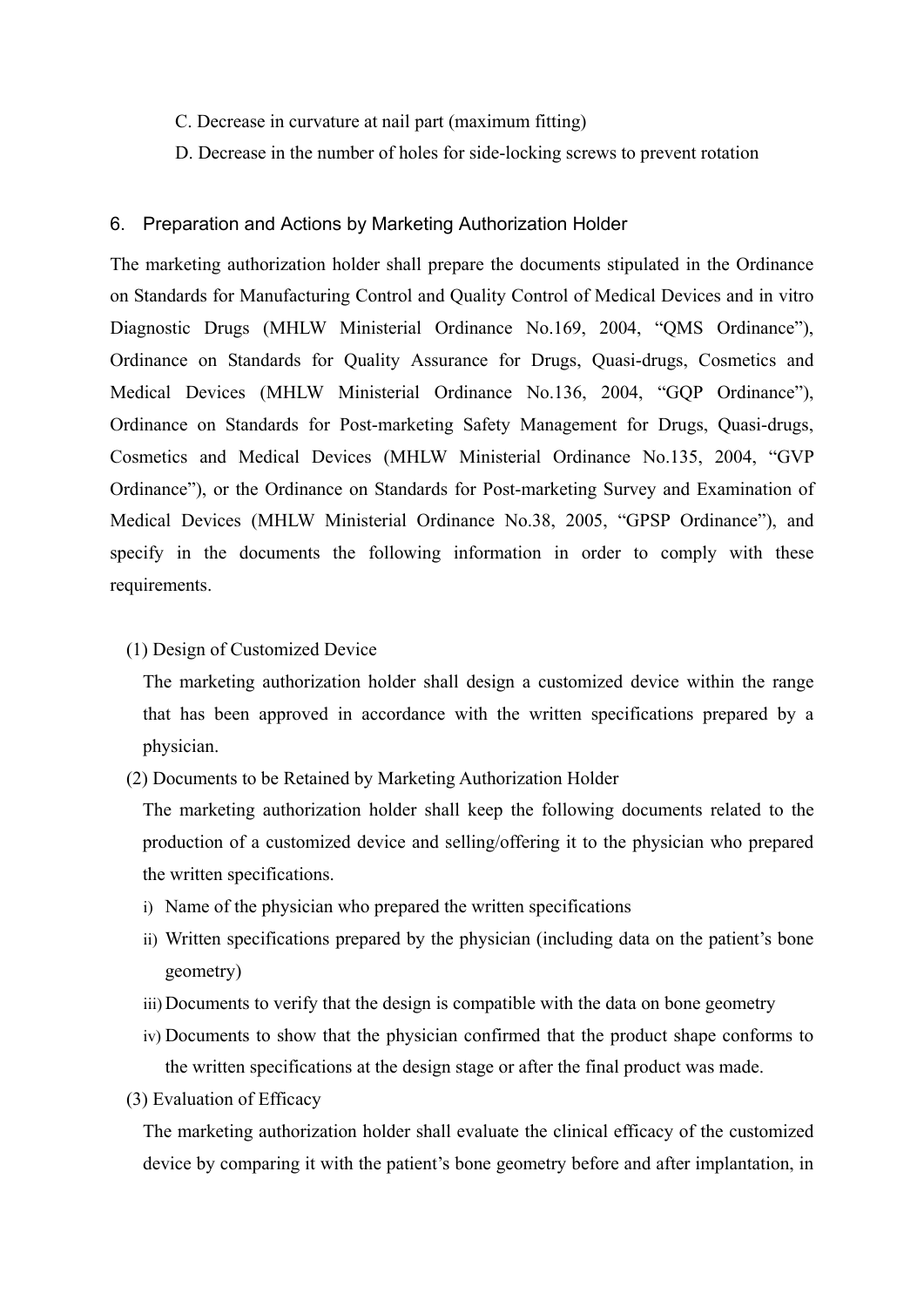C. Decrease in curvature at nail part (maximum fitting)

D. Decrease in the number of holes for side-locking screws to prevent rotation

## 6. Preparation and Actions by Marketing Authorization Holder

The marketing authorization holder shall prepare the documents stipulated in the Ordinance on Standards for Manufacturing Control and Quality Control of Medical Devices and in vitro Diagnostic Drugs (MHLW Ministerial Ordinance No.169, 2004, "QMS Ordinance"), Ordinance on Standards for Quality Assurance for Drugs, Quasi-drugs, Cosmetics and Medical Devices (MHLW Ministerial Ordinance No.136, 2004, "GQP Ordinance"), Ordinance on Standards for Post-marketing Safety Management for Drugs, Quasi-drugs, Cosmetics and Medical Devices (MHLW Ministerial Ordinance No.135, 2004, "GVP Ordinance"), or the Ordinance on Standards for Post-marketing Survey and Examination of Medical Devices (MHLW Ministerial Ordinance No.38, 2005, "GPSP Ordinance"), and specify in the documents the following information in order to comply with these requirements.

(1) Design of Customized Device

The marketing authorization holder shall design a customized device within the range that has been approved in accordance with the written specifications prepared by a physician.

(2) Documents to be Retained by Marketing Authorization Holder

The marketing authorization holder shall keep the following documents related to the production of a customized device and selling/offering it to the physician who prepared the written specifications.

i) Name of the physician who prepared the written specifications

ii) Written specifications prepared by the physician (including data on the patient's bone geometry)

iii) Documents to verify that the design is compatible with the data on bone geometry

iv) Documents to show that the physician confirmed that the product shape conforms to the written specifications at the design stage or after the final product was made.

(3) Evaluation of Efficacy

The marketing authorization holder shall evaluate the clinical efficacy of the customized device by comparing it with the patient's bone geometry before and after implantation, in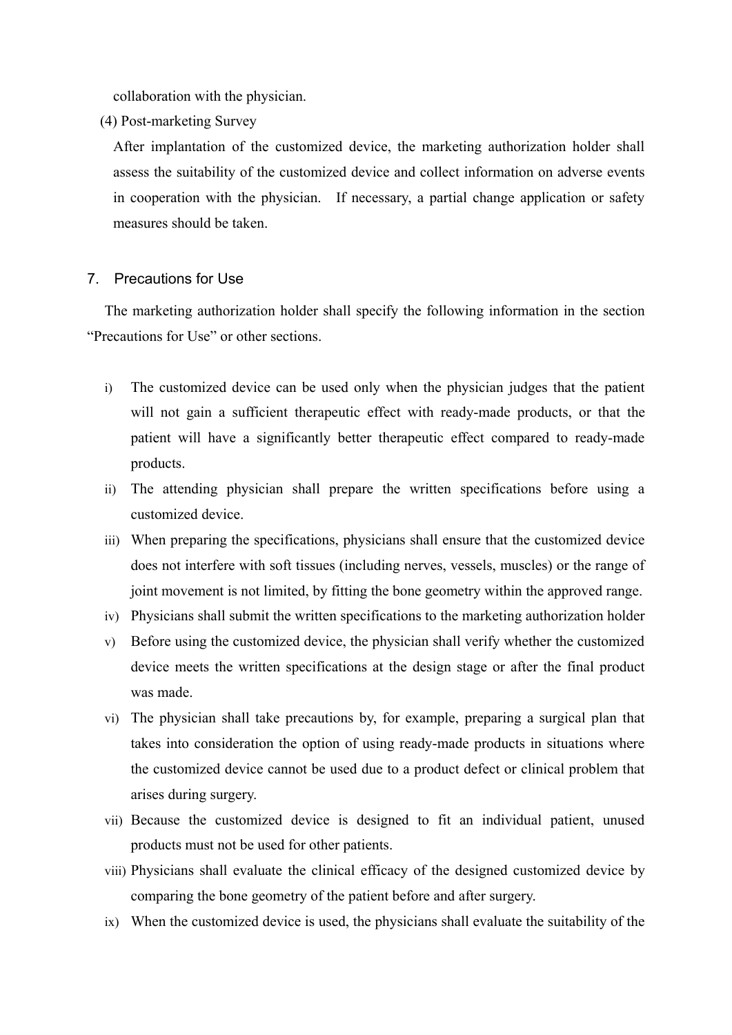collaboration with the physician.

(4) Post-marketing Survey

After implantation of the customized device, the marketing authorization holder shall assess the suitability of the customized device and collect information on adverse events in cooperation with the physician. If necessary, a partial change application or safety measures should be taken.

## 7. Precautions for Use

The marketing authorization holder shall specify the following information in the section "Precautions for Use" or other sections.

i) The customized device can be used only when the physician judges that the patient will not gain a sufficient therapeutic effect with ready-made products, or that the patient will have a significantly better therapeutic effect compared to ready-made products.

ii) The attending physician shall prepare the written specifications before using a customized device.

iii) When preparing the specifications, physicians shall ensure that the customized device does not interfere with soft tissues (including nerves, vessels, muscles) or the range of joint movement is not limited, by fitting the bone geometry within the approved range.

iv) Physicians shall submit the written specifications to the marketing authorization holder

v) Before using the customized device, the physician shall verify whether the customized device meets the written specifications at the design stage or after the final product was made.

vi) The physician shall take precautions by, for example, preparing a surgical plan that takes into consideration the option of using ready-made products in situations where the customized device cannot be used due to a product defect or clinical problem that arises during surgery.

vii) Because the customized device is designed to fit an individual patient, unused products must not be used for other patients.

viii) Physicians shall evaluate the clinical efficacy of the designed customized device by comparing the bone geometry of the patient before and after surgery.

ix) When the customized device is used, the physicians shall evaluate the suitability of the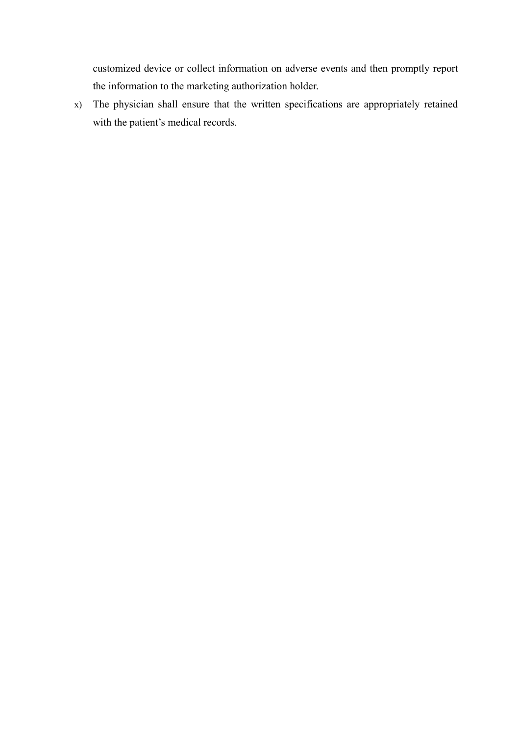customized device or collect information on adverse events and then promptly report the information to the marketing authorization holder.

x) The physician shall ensure that the written specifications are appropriately retained with the patient's medical records.